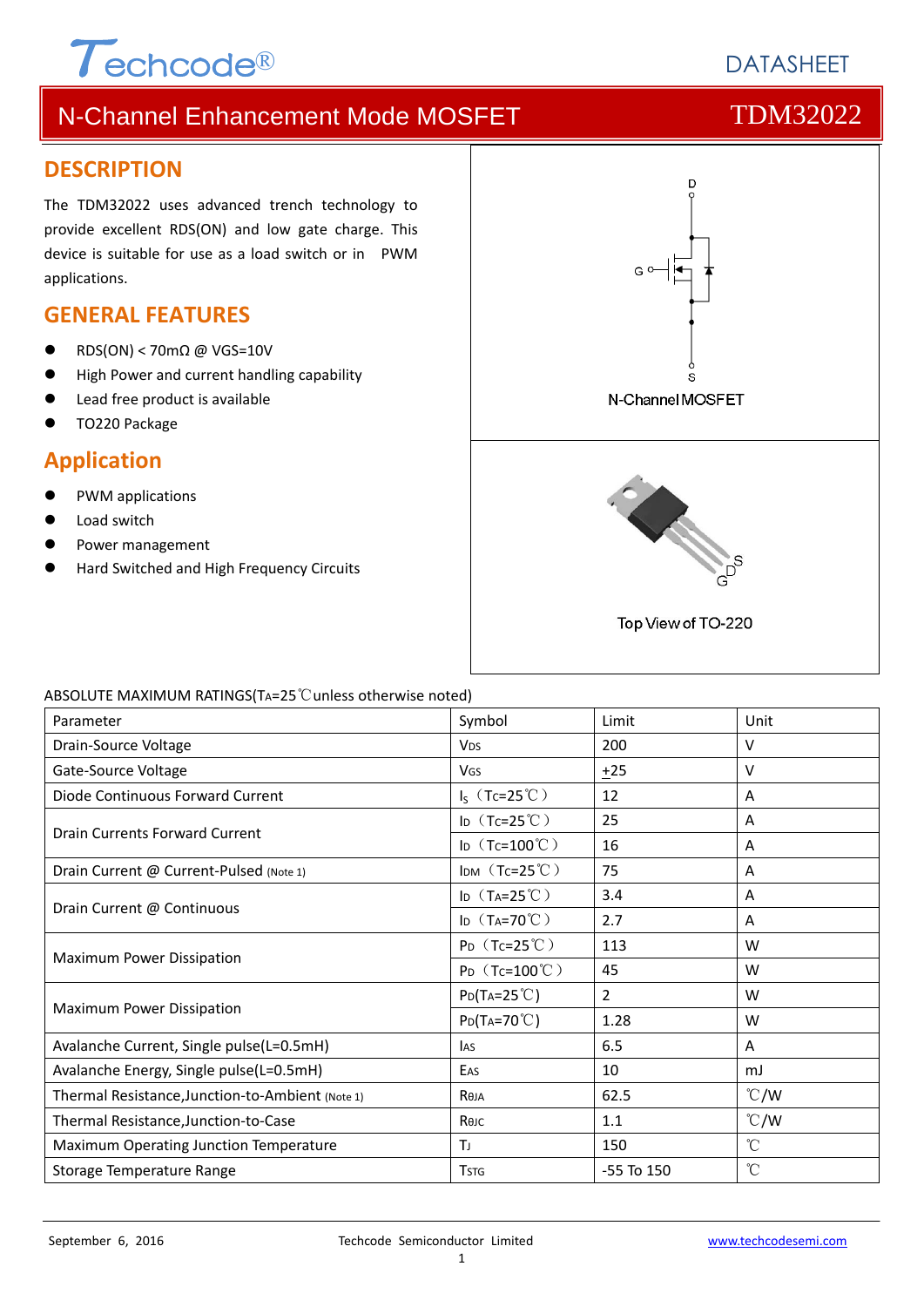# N-Channel Enhancement Mode MOSFET — TDM32022

## DESCRIPTION

The TDM32022 uses advanced trench technology to provide excellent RDS(ON) and low gate charge. This device is suitable for use as a load switch or in PWM applications.

## GENERAL FEATURES

- RDS(ON) < 70mΩ @ VGS=10V
- High Power and current handling capability
- Lead free product is available
- TO220 Package

## Application

- PWM applications
- Load switch
- Power management
- Hard Switched and High Frequency Circuits

N-Channel MOSFET

Top View of TO-220

ABSOLUTE MAXIMUM RATINGS($T_A$=25℃unless otherwise noted)

| Parameter | Symbol | Limit | Unit |
|---|---|---|---|
| Drain-Source Voltage | $V_{DS}$ | 200 | V |
| Gate-Source Voltage | $V_{GS}$ | ±25 | V |
| Diode Continuous Forward Current | $I_S$ ($T_C$=25℃) | 12 | A |
| Drain Currents Forward Current | $I_D$ ($T_C$=25℃) | 25 | A |
| | $I_D$ ($T_C$=100℃) | 16 | A |
| Drain Current @ Current-Pulsed (Note 1) | $I_{DM}$ ($T_C$=25℃) | 75 | A |
| Drain Current @ Continuous | $I_D$ ($T_A$=25℃) | 3.4 | A |
| | $I_D$ ($T_A$=70℃) | 2.7 | A |
| Maximum Power Dissipation | $P_D$ ($T_C$=25℃) | 113 | W |
| | $P_D$ ($T_C$=100℃) | 45 | W |
| Maximum Power Dissipation | $P_D$($T_A$=25℃) | 2 | W |
| | $P_D$($T_A$=70℃) | 1.28 | W |
| Avalanche Current, Single pulse(L=0.5mH) | $I_{AS}$ | 6.5 | A |
| Avalanche Energy, Single pulse(L=0.5mH) | $E_{AS}$ | 10 | mJ |
| Thermal Resistance,Junction-to-Ambient (Note 1) | $R_{\theta JA}$ | 62.5 | ℃/W |
| Thermal Resistance,Junction-to-Case | $R_{\theta JC}$ | 1.1 | ℃/W |
| Maximum Operating Junction Temperature | $T_J$ | 150 | ℃ |
| Storage Temperature Range | $T_{STG}$ | -55 To 150 | ℃ |

September 6, 2016 — Techcode Semiconductor Limited — www.techcodesemi.com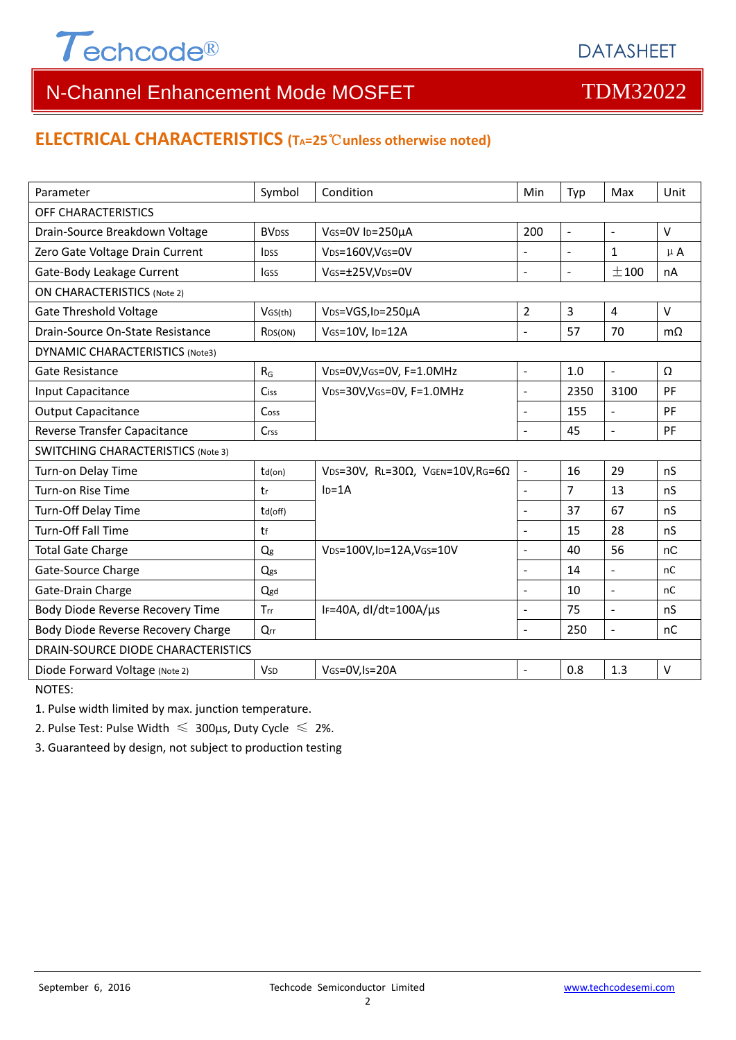## ELECTRICAL CHARACTERISTICS ($T_A$=25℃unless otherwise noted)

| Parameter | Symbol | Condition | Min | Typ | Max | Unit |
|---|---|---|---|---|---|---|
| OFF CHARACTERISTICS | | | | | | |
| Drain-Source Breakdown Voltage | $BV_{DSS}$ | $V_{GS}$=0V $I_D$=250μA | 200 | - | - | V |
| Zero Gate Voltage Drain Current | $I_{DSS}$ | $V_{DS}$=160V,$V_{GS}$=0V | - | - | 1 | μA |
| Gate-Body Leakage Current | $I_{GSS}$ | $V_{GS}$=±25V,$V_{DS}$=0V | - | - | ±100 | nA |
| ON CHARACTERISTICS (Note 2) | | | | | | |
| Gate Threshold Voltage | $V_{GS(th)}$ | $V_{DS}$=VGS,$I_D$=250μA | 2 | 3 | 4 | V |
| Drain-Source On-State Resistance | $R_{DS(ON)}$ | $V_{GS}$=10V, $I_D$=12A | - | 57 | 70 | mΩ |
| DYNAMIC CHARACTERISTICS (Note3) | | | | | | |
| Gate Resistance | $R_G$ | $V_{DS}$=0V,$V_{GS}$=0V, F=1.0MHz | - | 1.0 | - | Ω |
| Input Capacitance | $C_{iss}$ | $V_{DS}$=30V,$V_{GS}$=0V, F=1.0MHz | - | 2350 | 3100 | PF |
| Output Capacitance | $C_{oss}$ | | - | 155 | - | PF |
| Reverse Transfer Capacitance | $C_{rss}$ | | - | 45 | - | PF |
| SWITCHING CHARACTERISTICS (Note 3) | | | | | | |
| Turn-on Delay Time | $t_{d(on)}$ | $V_{DS}$=30V, $R_L$=30Ω, $V_{GEN}$=10V,$R_G$=6Ω $I_D$=1A | - | 16 | 29 | nS |
| Turn-on Rise Time | $t_r$ | | - | 7 | 13 | nS |
| Turn-Off Delay Time | $t_{d(off)}$ | | - | 37 | 67 | nS |
| Turn-Off Fall Time | $t_f$ | | - | 15 | 28 | nS |
| Total Gate Charge | $Q_g$ | $V_{DS}$=100V,$I_D$=12A,$V_{GS}$=10V | - | 40 | 56 | nC |
| Gate-Source Charge | $Q_{gs}$ | | - | 14 | - | nC |
| Gate-Drain Charge | $Q_{gd}$ | | - | 10 | - | nC |
| Body Diode Reverse Recovery Time | $T_{rr}$ | $I_F$=40A, dI/dt=100A/µs | - | 75 | - | nS |
| Body Diode Reverse Recovery Charge | $Q_{rr}$ | | - | 250 | - | nC |
| DRAIN-SOURCE DIODE CHARACTERISTICS | | | | | | |
| Diode Forward Voltage (Note 2) | $V_{SD}$ | $V_{GS}$=0V,$I_S$=20A | - | 0.8 | 1.3 | V |

NOTES:

1. Pulse width limited by max. junction temperature.
2. Pulse Test: Pulse Width ≤ 300µs, Duty Cycle ≤ 2%.
3. Guaranteed by design, not subject to production testing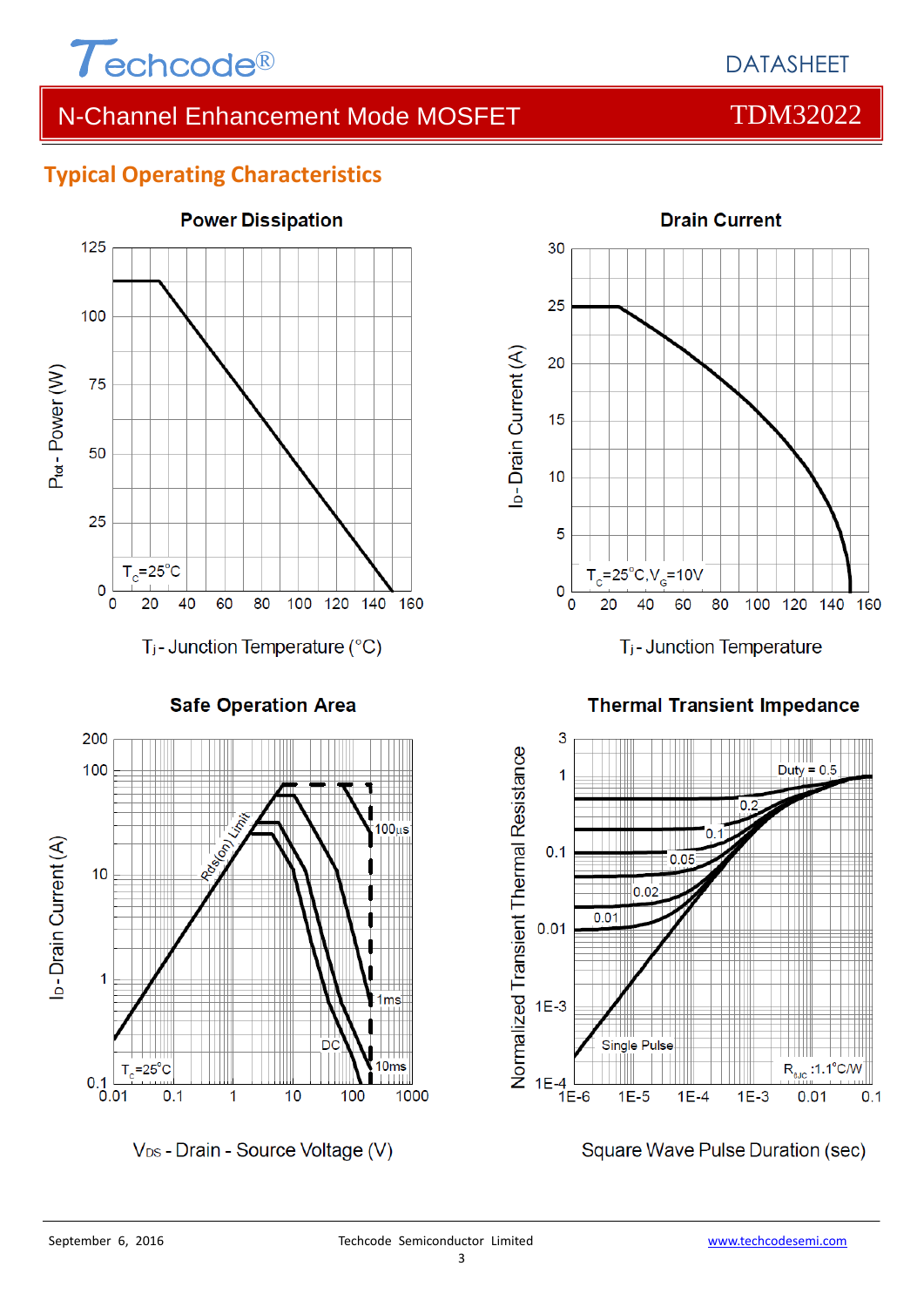## Typical Operating Characteristics

**Power Dissipation**

$P_{tot}$ - Power (W)

$T_C$=25°C

$T_j$ - Junction Temperature (°C)

**Drain Current**

$I_D$ - Drain Current (A)

$T_C$=25°C, $V_G$=10V

$T_j$ - Junction Temperature

**Safe Operation Area**

$I_D$ - Drain Current (A)

Rds(on) Limit

100µs

1ms

10ms

DC

$T_C$=25°C

$V_{DS}$ - Drain - Source Voltage (V)

**Thermal Transient Impedance**

Normalized Transient Thermal Resistance

Duty = 0.5

0.2

0.1

0.05

0.02

0.01

Single Pulse

$R_{\theta JC}$ :1.1°C/W

Square Wave Pulse Duration (sec)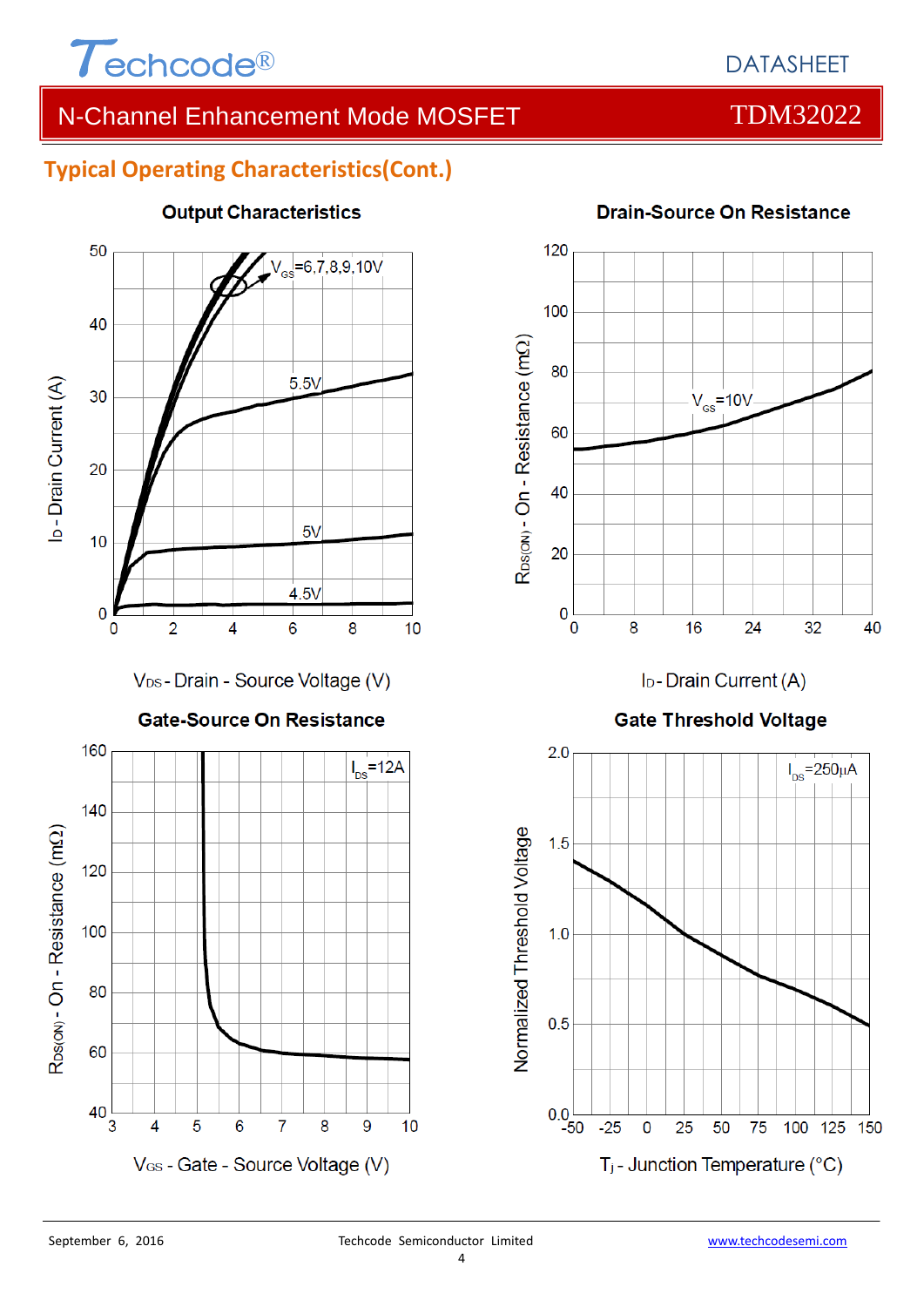## Typical Operating Characteristics(Cont.)

**Output Characteristics**

$V_{GS}$=6,7,8,9,10V

5.5V

5V

4.5V

$I_D$ - Drain Current (A)

$V_{DS}$ - Drain - Source Voltage (V)

**Drain-Source On Resistance**

$V_{GS}$=10V

$R_{DS(ON)}$ - On - Resistance (mΩ)

$I_D$ - Drain Current (A)

**Gate-Source On Resistance**

$I_{DS}$=12A

$R_{DS(ON)}$ - On - Resistance (mΩ)

$V_{GS}$ - Gate - Source Voltage (V)

**Gate Threshold Voltage**

$I_{DS}$=250μA

Normalized Threshold Voltage

$T_j$ - Junction Temperature (°C)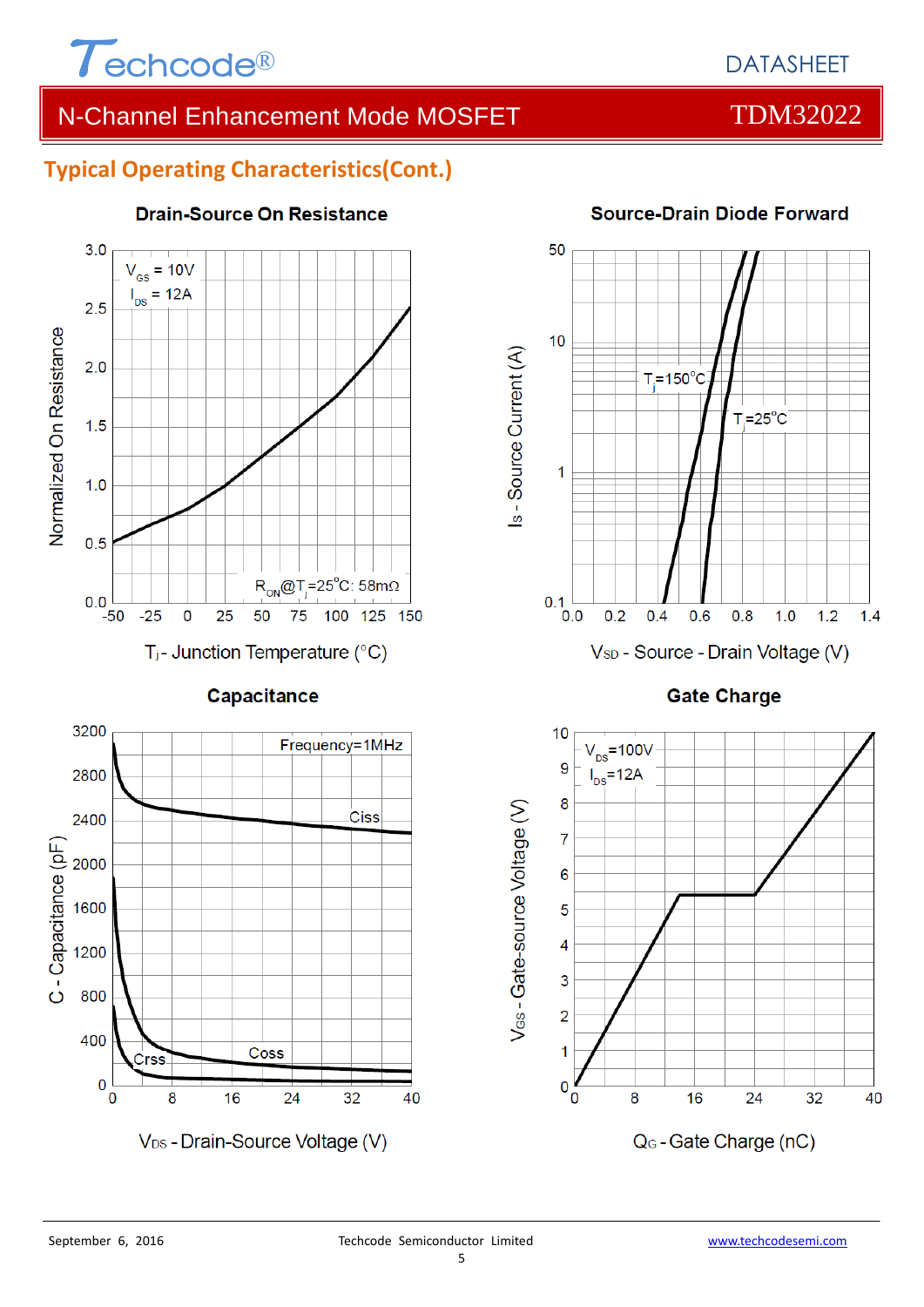## Typical Operating Characteristics(Cont.)

**Drain-Source On Resistance**

$V_{GS}$ = 10V
$I_{DS}$ = 12A

$R_{ON}$@$T_j$=25°C: 58mΩ

Normalized On Resistance

$T_j$ - Junction Temperature (°C)

**Source-Drain Diode Forward**

$T_j$=150°C
$T_j$=25°C

$I_S$ - Source Current (A)

$V_{SD}$ - Source - Drain Voltage (V)

**Capacitance**

Frequency=1MHz

Ciss
Coss
Crss

C - Capacitance (pF)

$V_{DS}$ - Drain-Source Voltage (V)

**Gate Charge**

$V_{DS}$=100V
$I_{DS}$=12A

$V_{GS}$ - Gate-source Voltage (V)

$Q_G$ - Gate Charge (nC)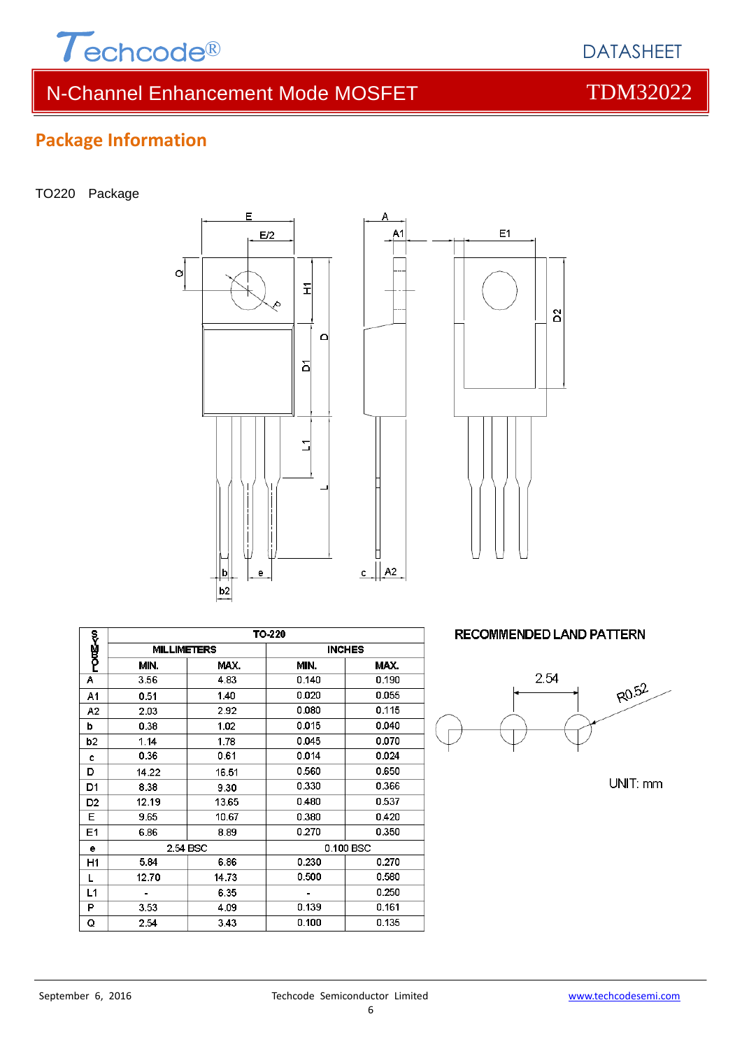## Package Information

TO220 Package

| SYMBOL | TO-220 | | | |
|---|---|---|---|---|
| | MILLIMETERS | | INCHES | |
| | MIN. | MAX. | MIN. | MAX. |
| A | 3.56 | 4.83 | 0.140 | 0.190 |
| A1 | 0.51 | 1.40 | 0.020 | 0.055 |
| A2 | 2.03 | 2.92 | 0.080 | 0.115 |
| b | 0.38 | 1.02 | 0.015 | 0.040 |
| b2 | 1.14 | 1.78 | 0.045 | 0.070 |
| c | 0.36 | 0.61 | 0.014 | 0.024 |
| D | 14.22 | 16.51 | 0.560 | 0.650 |
| D1 | 8.38 | 9.30 | 0.330 | 0.366 |
| D2 | 12.19 | 13.65 | 0.480 | 0.537 |
| E | 9.65 | 10.67 | 0.380 | 0.420 |
| E1 | 6.86 | 8.89 | 0.270 | 0.350 |
| e | 2.54 BSC | | 0.100 BSC | |
| H1 | 5.84 | 6.86 | 0.230 | 0.270 |
| L | 12.70 | 14.73 | 0.500 | 0.580 |
| L1 | - | 6.35 | - | 0.250 |
| P | 3.53 | 4.09 | 0.139 | 0.161 |
| Q | 2.54 | 3.43 | 0.100 | 0.135 |

RECOMMENDED LAND PATTERN

2.54

R0.52

UNIT: mm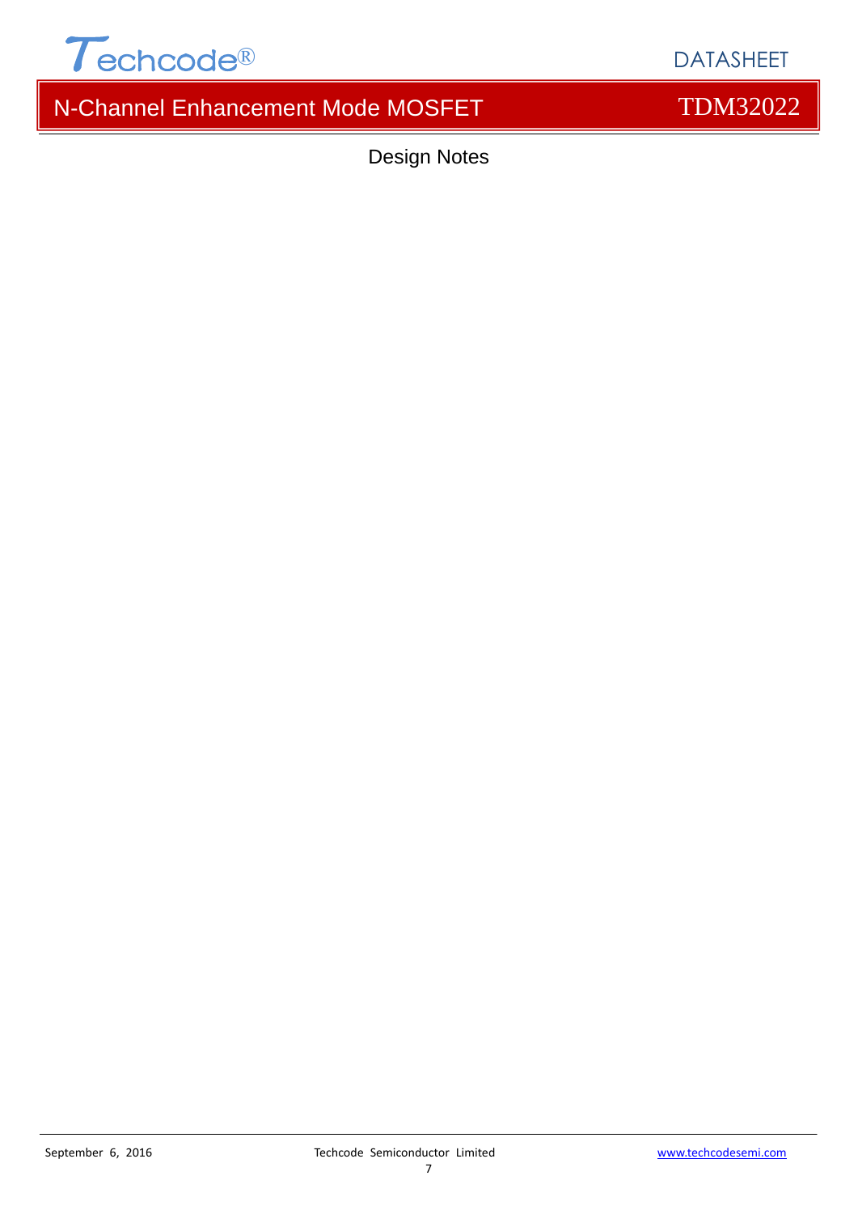# Design Notes